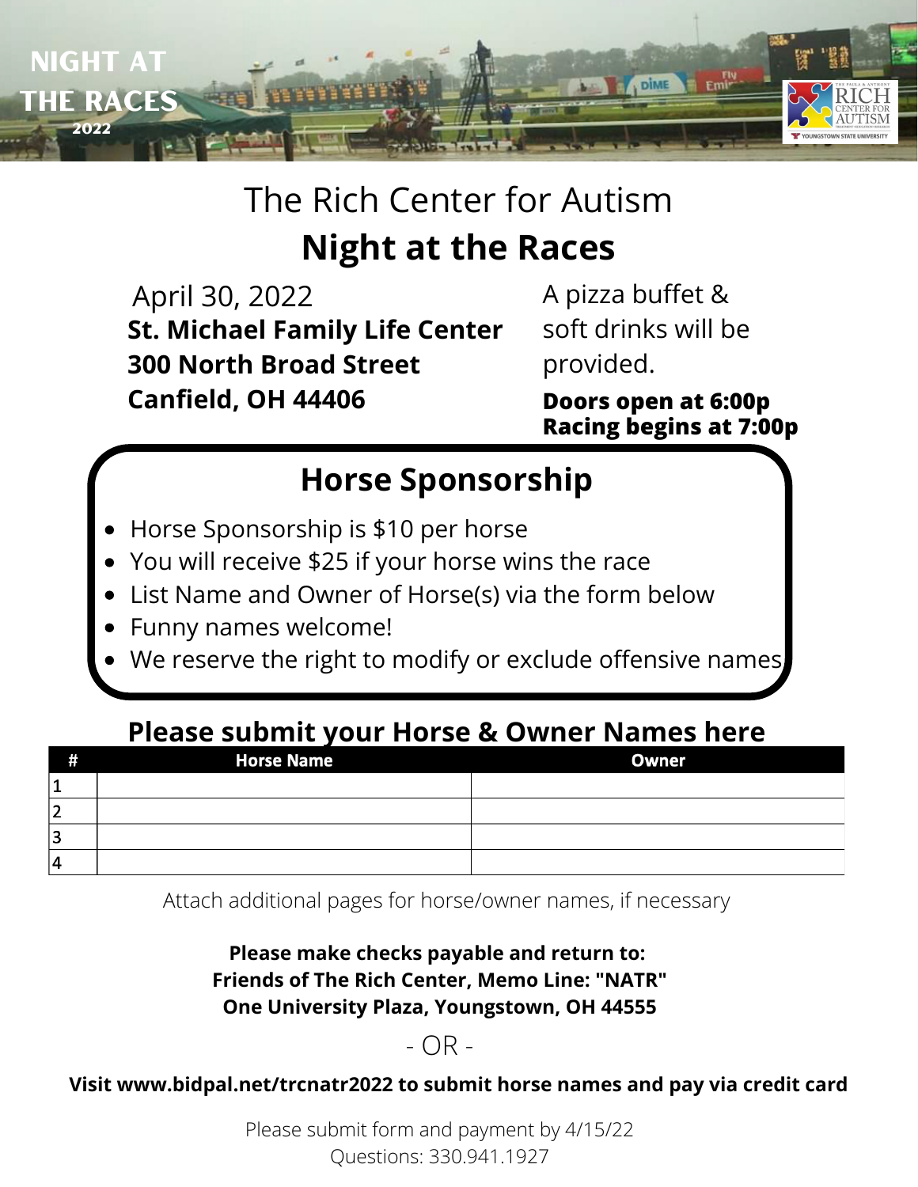NIGHT AT THE RACES 2022

# The Rich Center for Autism

# Night at the Races

April 30, 2022
**St. Michael Family Life Center**
**300 North Broad Street**
**Canfield, OH 44406**

A pizza buffet & soft drinks will be provided.

**Doors open at 6:00p**
**Racing begins at 7:00p**

## Horse Sponsorship

- Horse Sponsorship is $10 per horse
- You will receive $25 if your horse wins the race
- List Name and Owner of Horse(s) via the form below
- Funny names welcome!
- We reserve the right to modify or exclude offensive names

## Please submit your Horse & Owner Names here

| # | Horse Name | Owner |
|---|---|---|
| 1 | | |
| 2 | | |
| 3 | | |
| 4 | | |

Attach additional pages for horse/owner names, if necessary

**Please make checks payable and return to:**
**Friends of The Rich Center, Memo Line: "NATR"**
**One University Plaza, Youngstown, OH 44555**

\- OR -

**Visit www.bidpal.net/trcnatr2022 to submit horse names and pay via credit card**

Please submit form and payment by 4/15/22
Questions: 330.941.1927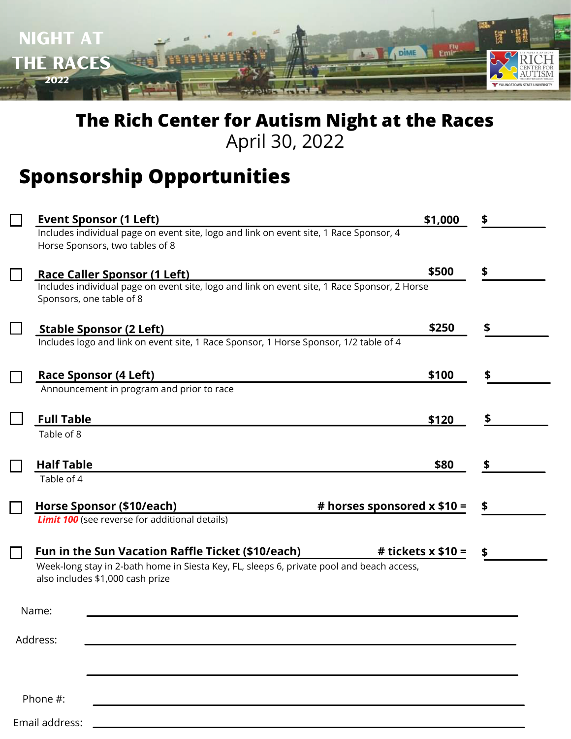NIGHT AT THE RACES 2022

# The Rich Center for Autism Night at the Races

April 30, 2022

## Sponsorship Opportunities

☐ **Event Sponsor (1 Left)** — **$1,000** — $ ________
Includes individual page on event site, logo and link on event site, 1 Race Sponsor, 4 Horse Sponsors, two tables of 8

☐ **Race Caller Sponsor (1 Left)** — **$500** — $ ________
Includes individual page on event site, logo and link on event site, 1 Race Sponsor, 2 Horse Sponsors, one table of 8

☐ **Stable Sponsor (2 Left)** — **$250** — $ ________
Includes logo and link on event site, 1 Race Sponsor, 1 Horse Sponsor, 1/2 table of 4

☐ **Race Sponsor (4 Left)** — **$100** — $ ________
Announcement in program and prior to race

☐ **Full Table** — **$120** — $ ________
Table of 8

☐ **Half Table** — **$80** — $ ________
Table of 4

☐ **Horse Sponsor ($10/each)** — **# horses sponsored x $10 =** — $ ________
***Limit 100*** (see reverse for additional details)

☐ **Fun in the Sun Vacation Raffle Ticket ($10/each)** — **# tickets x $10 =** — $ ________
Week-long stay in 2-bath home in Siesta Key, FL, sleeps 6, private pool and beach access, also includes $1,000 cash prize

Name: ______________________________

Address: ______________________________

______________________________

Phone #: ______________________________

Email address: ______________________________